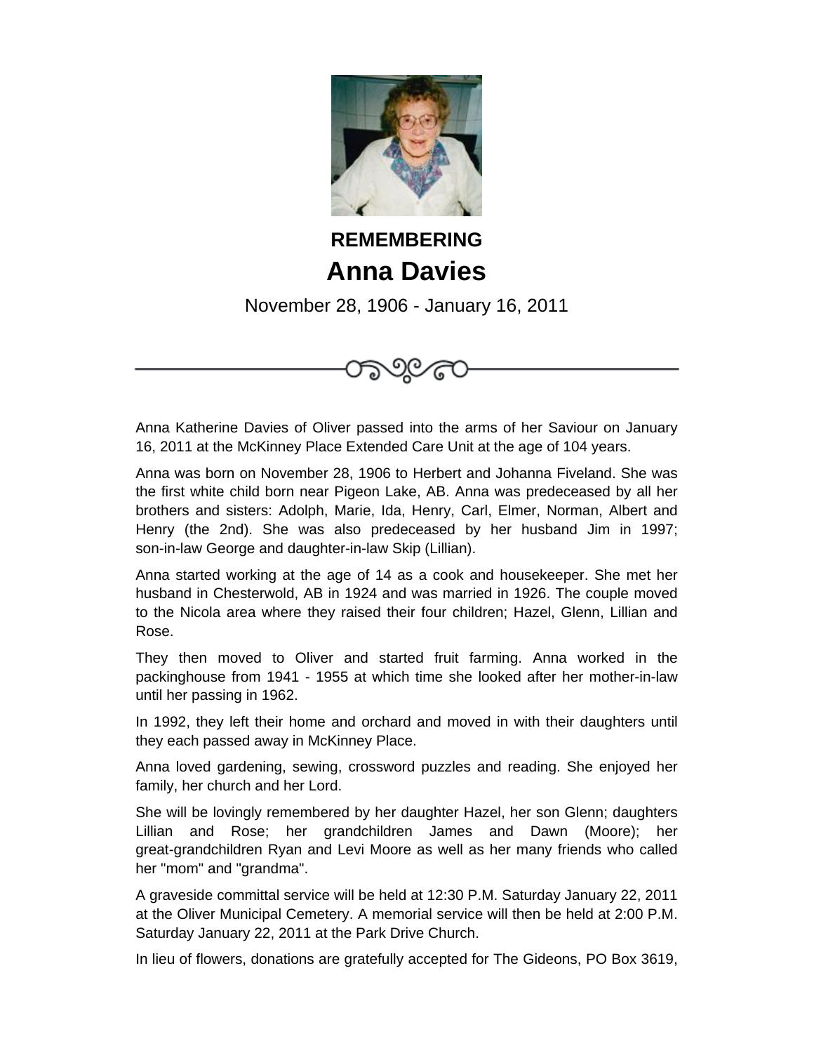**REMEMBERING**

# Anna Davies

November 28, 1906 - January 16, 2011

Anna Katherine Davies of Oliver passed into the arms of her Saviour on January 16, 2011 at the McKinney Place Extended Care Unit at the age of 104 years.

Anna was born on November 28, 1906 to Herbert and Johanna Fiveland. She was the first white child born near Pigeon Lake, AB. Anna was predeceased by all her brothers and sisters: Adolph, Marie, Ida, Henry, Carl, Elmer, Norman, Albert and Henry (the 2nd). She was also predeceased by her husband Jim in 1997; son-in-law George and daughter-in-law Skip (Lillian).

Anna started working at the age of 14 as a cook and housekeeper. She met her husband in Chesterwold, AB in 1924 and was married in 1926. The couple moved to the Nicola area where they raised their four children; Hazel, Glenn, Lillian and Rose.

They then moved to Oliver and started fruit farming. Anna worked in the packinghouse from 1941 - 1955 at which time she looked after her mother-in-law until her passing in 1962.

In 1992, they left their home and orchard and moved in with their daughters until they each passed away in McKinney Place.

Anna loved gardening, sewing, crossword puzzles and reading. She enjoyed her family, her church and her Lord.

She will be lovingly remembered by her daughter Hazel, her son Glenn; daughters Lillian and Rose; her grandchildren James and Dawn (Moore); her great-grandchildren Ryan and Levi Moore as well as her many friends who called her "mom" and "grandma".

A graveside committal service will be held at 12:30 P.M. Saturday January 22, 2011 at the Oliver Municipal Cemetery. A memorial service will then be held at 2:00 P.M. Saturday January 22, 2011 at the Park Drive Church.

In lieu of flowers, donations are gratefully accepted for The Gideons, PO Box 3619,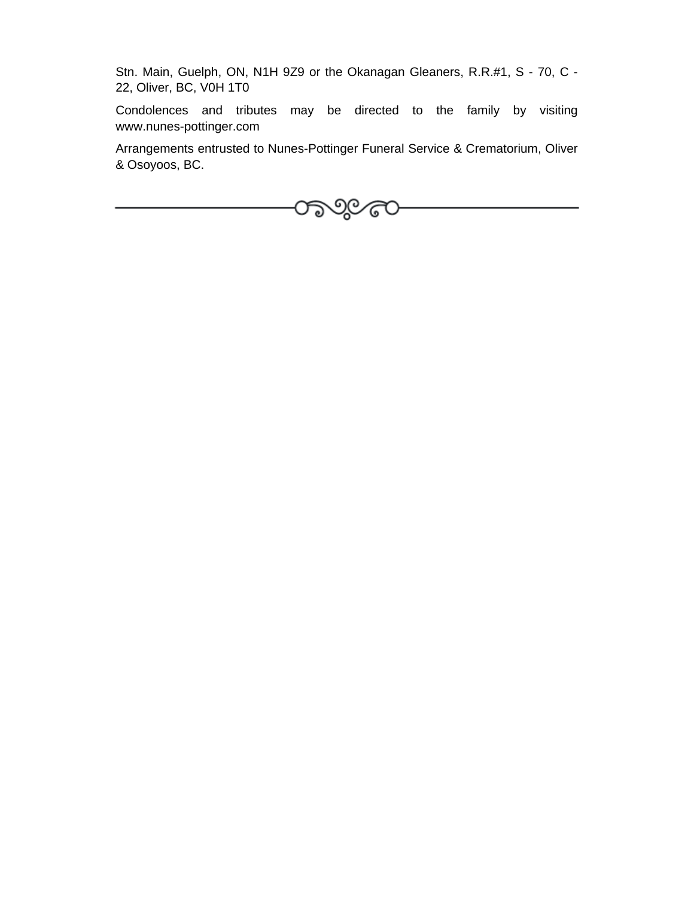Stn. Main, Guelph, ON, N1H 9Z9 or the Okanagan Gleaners, R.R.#1, S - 70, C - 22, Oliver, BC, V0H 1T0

Condolences and tributes may be directed to the family by visiting www.nunes-pottinger.com

Arrangements entrusted to Nunes-Pottinger Funeral Service & Crematorium, Oliver & Osoyoos, BC.